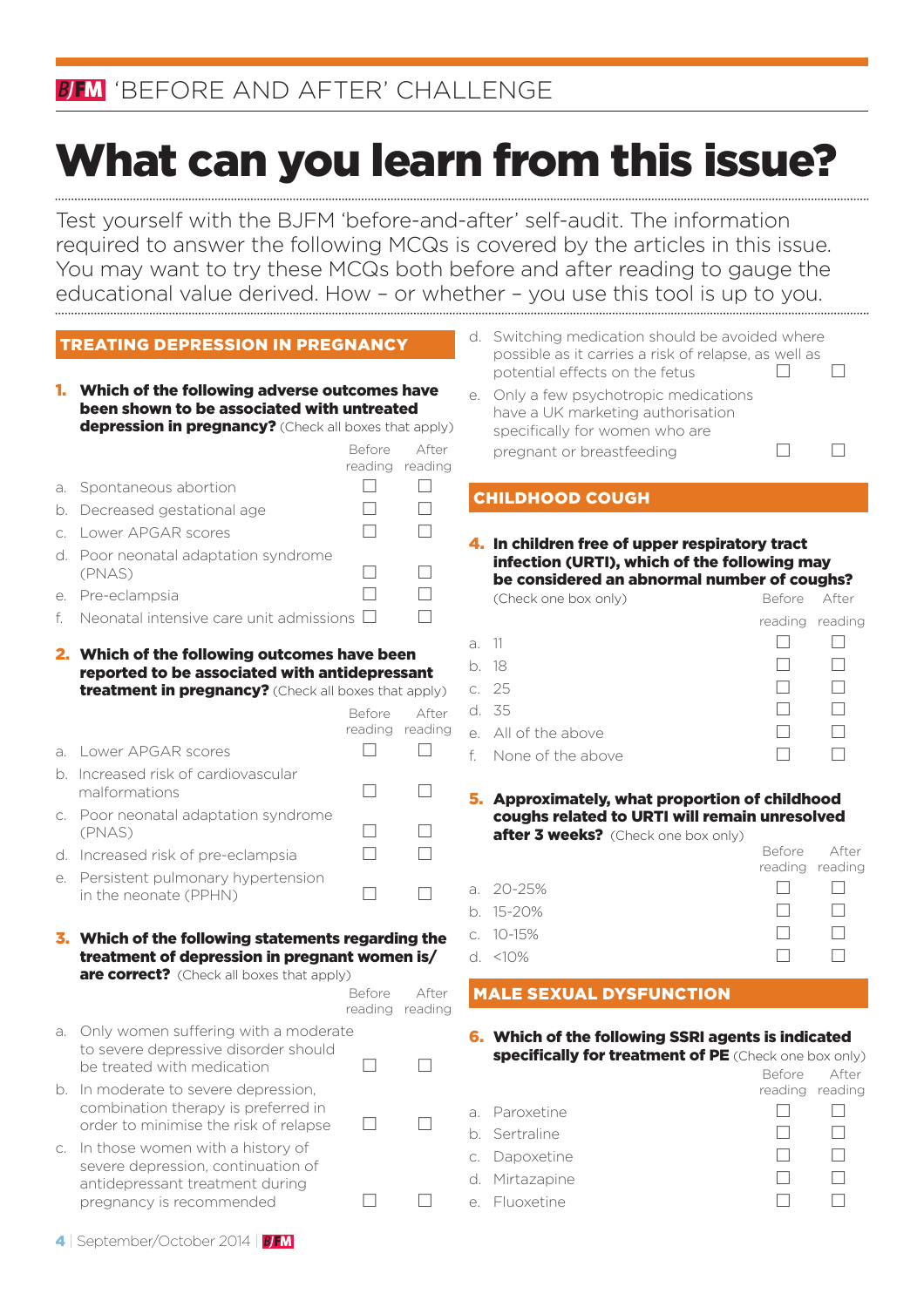# 'BEFORE AND AFTER' CHALLENGE

# What can you learn from this issue?

Test yourself with the BJFM 'before-and-after' self-audit. The information required to answer the following MCQs is covered by the articles in this issue. You may want to try these MCQs both before and after reading to gauge the educational value derived. How – or whether – you use this tool is up to you.

## TREATING DEPRESSION IN PREGNANCY

**1. Which of the following adverse outcomes have been shown to be associated with untreated depression in pregnancy?** (Check all boxes that apply)

| | Before reading | After reading |
|---|---|---|
| a. Spontaneous abortion | ☐ | ☐ |
| b. Decreased gestational age | ☐ | ☐ |
| c. Lower APGAR scores | ☐ | ☐ |
| d. Poor neonatal adaptation syndrome (PNAS) | ☐ | ☐ |
| e. Pre-eclampsia | ☐ | ☐ |
| f. Neonatal intensive care unit admissions | ☐ | ☐ |

**2. Which of the following outcomes have been reported to be associated with antidepressant treatment in pregnancy?** (Check all boxes that apply)

| | Before reading | After reading |
|---|---|---|
| a. Lower APGAR scores | ☐ | ☐ |
| b. Increased risk of cardiovascular malformations | ☐ | ☐ |
| c. Poor neonatal adaptation syndrome (PNAS) | ☐ | ☐ |
| d. Increased risk of pre-eclampsia | ☐ | ☐ |
| e. Persistent pulmonary hypertension in the neonate (PPHN) | ☐ | ☐ |

**3. Which of the following statements regarding the treatment of depression in pregnant women is/are correct?** (Check all boxes that apply)

| | Before reading | After reading |
|---|---|---|
| a. Only women suffering with a moderate to severe depressive disorder should be treated with medication | ☐ | ☐ |
| b. In moderate to severe depression, combination therapy is preferred in order to minimise the risk of relapse | ☐ | ☐ |
| c. In those women with a history of severe depression, continuation of antidepressant treatment during pregnancy is recommended | ☐ | ☐ |
| d. Switching medication should be avoided where possible as it carries a risk of relapse, as well as potential effects on the fetus | ☐ | ☐ |
| e. Only a few psychotropic medications have a UK marketing authorisation specifically for women who are pregnant or breastfeeding | ☐ | ☐ |

## CHILDHOOD COUGH

**4. In children free of upper respiratory tract infection (URTI), which of the following may be considered an abnormal number of coughs?** (Check one box only)

| | Before reading | After reading |
|---|---|---|
| a. 11 | ☐ | ☐ |
| b. 18 | ☐ | ☐ |
| c. 25 | ☐ | ☐ |
| d. 35 | ☐ | ☐ |
| e. All of the above | ☐ | ☐ |
| f. None of the above | ☐ | ☐ |

**5. Approximately, what proportion of childhood coughs related to URTI will remain unresolved after 3 weeks?** (Check one box only)

| | Before reading | After reading |
|---|---|---|
| a. 20-25% | ☐ | ☐ |
| b. 15-20% | ☐ | ☐ |
| c. 10-15% | ☐ | ☐ |
| d. <10% | ☐ | ☐ |

## MALE SEXUAL DYSFUNCTION

**6. Which of the following SSRI agents is indicated specifically for treatment of PE** (Check one box only)

| | Before reading | After reading |
|---|---|---|
| a. Paroxetine | ☐ | ☐ |
| b. Sertraline | ☐ | ☐ |
| c. Dapoxetine | ☐ | ☐ |
| d. Mirtazapine | ☐ | ☐ |
| e. Fluoxetine | ☐ | ☐ |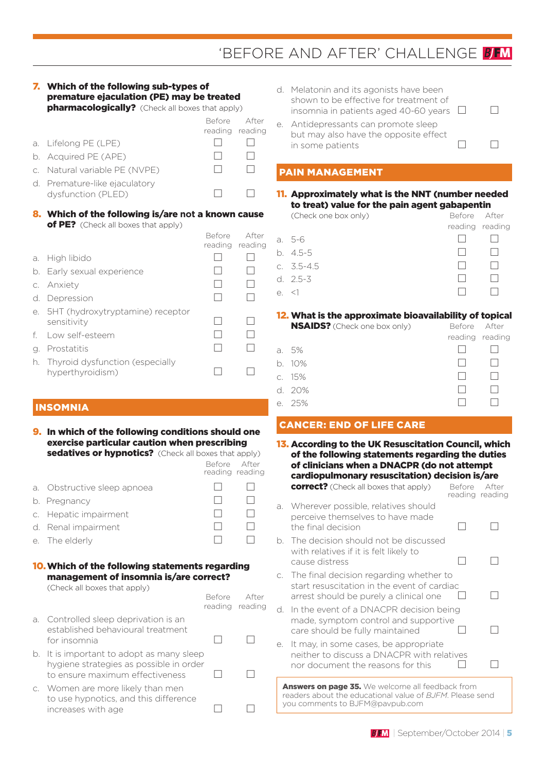**7. Which of the following sub-types of premature ejaculation (PE) may be treated pharmacologically?** (Check all boxes that apply)

| | Before reading | After reading |
|---|---|---|
| a. Lifelong PE (LPE) | ☐ | ☐ |
| b. Acquired PE (APE) | ☐ | ☐ |
| c. Natural variable PE (NVPE) | ☐ | ☐ |
| d. Premature-like ejaculatory dysfunction (PLED) | ☐ | ☐ |

**8. Which of the following is/are not a known cause of PE?** (Check all boxes that apply)

| | Before reading | After reading |
|---|---|---|
| a. High libido | ☐ | ☐ |
| b. Early sexual experience | ☐ | ☐ |
| c. Anxiety | ☐ | ☐ |
| d. Depression | ☐ | ☐ |
| e. 5HT (hydroxytryptamine) receptor sensitivity | ☐ | ☐ |
| f. Low self-esteem | ☐ | ☐ |
| g. Prostatitis | ☐ | ☐ |
| h. Thyroid dysfunction (especially hyperthyroidism) | ☐ | ☐ |

## INSOMNIA

**9. In which of the following conditions should one exercise particular caution when prescribing sedatives or hypnotics?** (Check all boxes that apply)

| | Before reading | After reading |
|---|---|---|
| a. Obstructive sleep apnoea | ☐ | ☐ |
| b. Pregnancy | ☐ | ☐ |
| c. Hepatic impairment | ☐ | ☐ |
| d. Renal impairment | ☐ | ☐ |
| e. The elderly | ☐ | ☐ |

**10. Which of the following statements regarding management of insomnia is/are correct?** (Check all boxes that apply)

| | Before reading | After reading |
|---|---|---|
| a. Controlled sleep deprivation is an established behavioural treatment for insomnia | ☐ | ☐ |
| b. It is important to adopt as many sleep hygiene strategies as possible in order to ensure maximum effectiveness | ☐ | ☐ |
| c. Women are more likely than men to use hypnotics, and this difference increases with age | ☐ | ☐ |
| d. Melatonin and its agonists have been shown to be effective for treatment of insomnia in patients aged 40-60 years | ☐ | ☐ |
| e. Antidepressants can promote sleep but may also have the opposite effect in some patients | ☐ | ☐ |

## PAIN MANAGEMENT

**11. Approximately what is the NNT (number needed to treat) value for the pain agent gabapentin** (Check one box only)

| | Before reading | After reading |
|---|---|---|
| a. 5-6 | ☐ | ☐ |
| b. 4.5-5 | ☐ | ☐ |
| c. 3.5-4.5 | ☐ | ☐ |
| d. 2.5-3 | ☐ | ☐ |
| e. <1 | ☐ | ☐ |

**12. What is the approximate bioavailability of topical NSAIDS?** (Check one box only)

| | Before reading | After reading |
|---|---|---|
| a. 5% | ☐ | ☐ |
| b. 10% | ☐ | ☐ |
| c. 15% | ☐ | ☐ |
| d. 20% | ☐ | ☐ |
| e. 25% | ☐ | ☐ |

## CANCER: END OF LIFE CARE

**13. According to the UK Resuscitation Council, which of the following statements regarding the duties of clinicians when a DNACPR (do not attempt cardiopulmonary resuscitation) decision is/are correct?** (Check all boxes that apply)

| | Before reading | After reading |
|---|---|---|
| a. Wherever possible, relatives should perceive themselves to have made the final decision | ☐ | ☐ |
| b. The decision should not be discussed with relatives if it is felt likely to cause distress | ☐ | ☐ |
| c. The final decision regarding whether to start resuscitation in the event of cardiac arrest should be purely a clinical one | ☐ | ☐ |
| d. In the event of a DNACPR decision being made, symptom control and supportive care should be fully maintained | ☐ | ☐ |
| e. It may, in some cases, be appropriate neither to discuss a DNACPR with relatives nor document the reasons for this | ☐ | ☐ |

**Answers on page 35.** We welcome all feedback from readers about the educational value of *BJFM*. Please send you comments to BJFM@pavpub.com